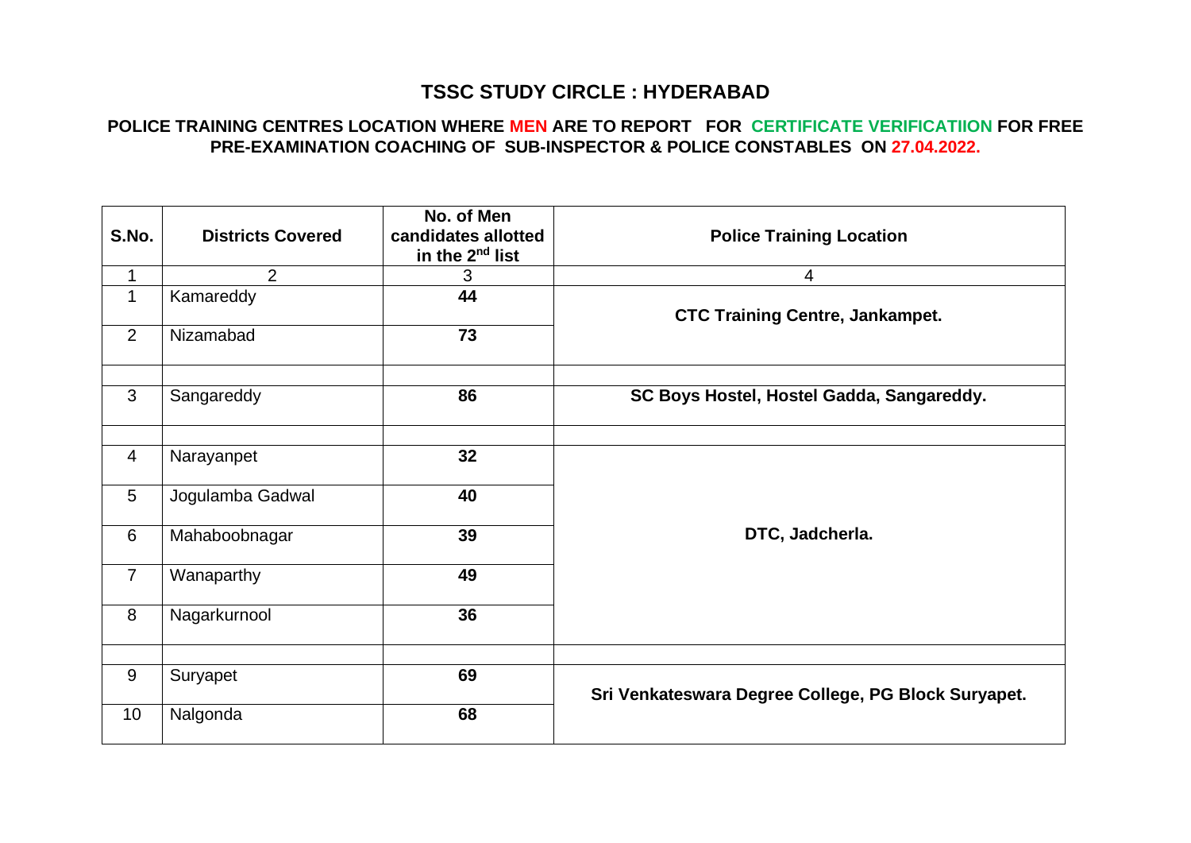# TSSC STUDY CIRCLE : HYDERABAD

**POLICE TRAINING CENTRES LOCATION WHERE MEN ARE TO REPORT FOR CERTIFICATE VERIFICATIION FOR FREE PRE-EXAMINATION COACHING OF SUB-INSPECTOR & POLICE CONSTABLES ON 27.04.2022.**

| S.No. | Districts Covered | No. of Men candidates allotted in the 2nd list | Police Training Location |
|---|---|---|---|
| 1 | 2 | 3 | 4 |
| 1 | Kamareddy | **44** | **CTC Training Centre, Jankampet.** |
| 2 | Nizamabad | **73** | |
| | | | |
| 3 | Sangareddy | **86** | **SC Boys Hostel, Hostel Gadda, Sangareddy.** |
| | | | |
| 4 | Narayanpet | **32** | **DTC, Jadcherla.** |
| 5 | Jogulamba Gadwal | **40** | |
| 6 | Mahaboobnagar | **39** | |
| 7 | Wanaparthy | **49** | |
| 8 | Nagarkurnool | **36** | |
| | | | |
| 9 | Suryapet | **69** | **Sri Venkateswara Degree College, PG Block Suryapet.** |
| 10 | Nalgonda | **68** | |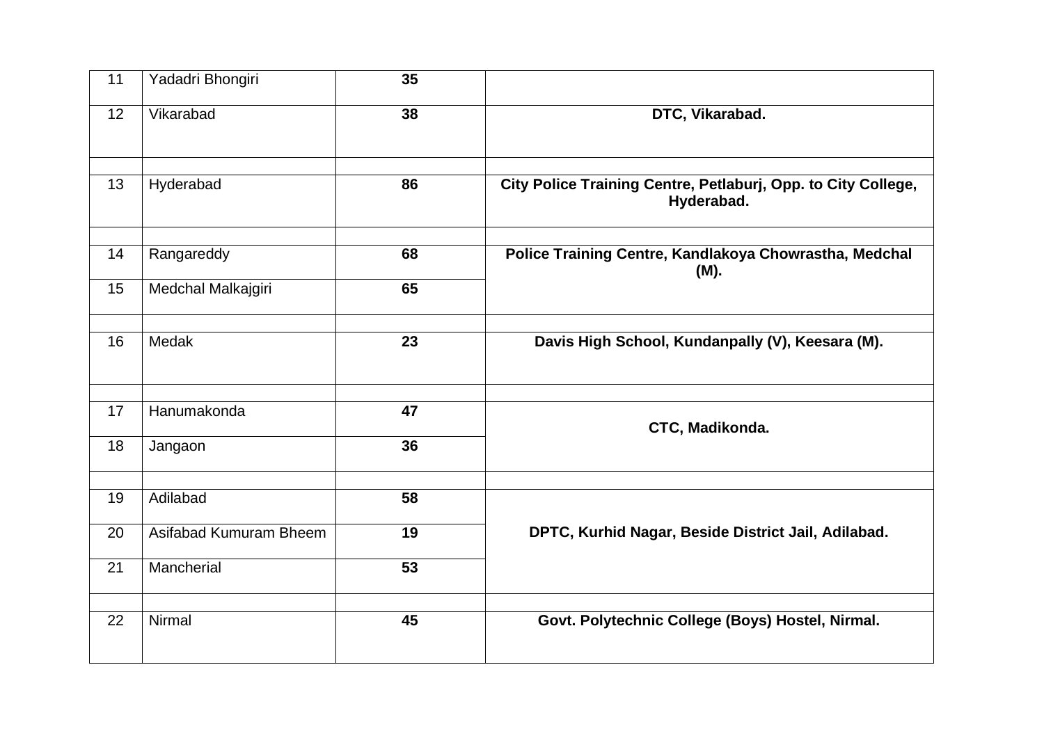| 11 | Yadadri Bhongiri | **35** | |
|---|---|---|---|
| 12 | Vikarabad | **38** | **DTC, Vikarabad.** |
| | | | |
| 13 | Hyderabad | **86** | **City Police Training Centre, Petlaburj, Opp. to City College, Hyderabad.** |
| | | | |
| 14 | Rangareddy | **68** | **Police Training Centre, Kandlakoya Chowrastha, Medchal (M).** |
| 15 | Medchal Malkajgiri | **65** | |
| | | | |
| 16 | Medak | **23** | **Davis High School, Kundanpally (V), Keesara (M).** |
| | | | |
| 17 | Hanumakonda | **47** | **CTC, Madikonda.** |
| 18 | Jangaon | **36** | |
| | | | |
| 19 | Adilabad | **58** | **DPTC, Kurhid Nagar, Beside District Jail, Adilabad.** |
| 20 | Asifabad Kumuram Bheem | **19** | |
| 21 | Mancherial | **53** | |
| | | | |
| 22 | Nirmal | **45** | **Govt. Polytechnic College (Boys) Hostel, Nirmal.** |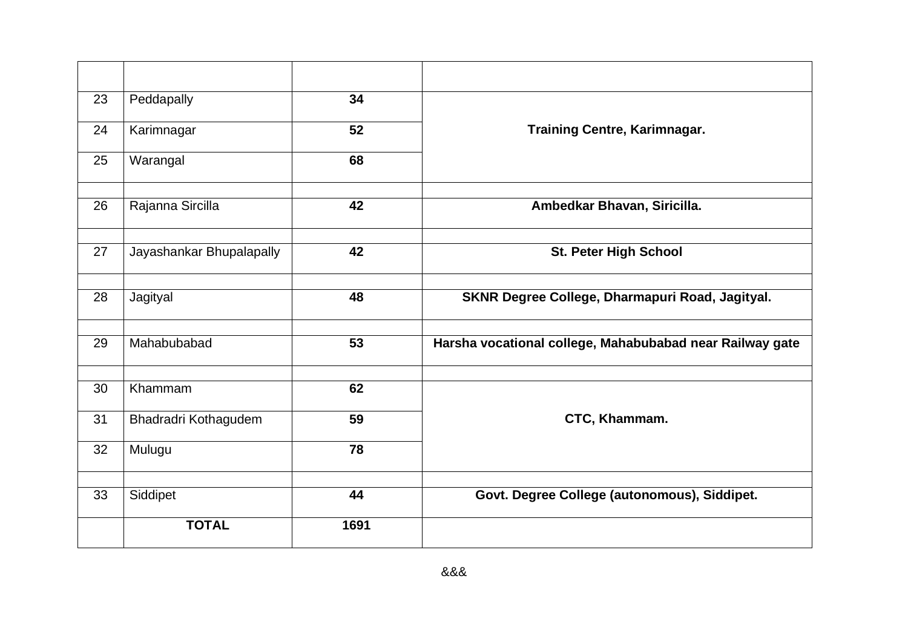| | | | |
|---|---|---|---|
| 23 | Peddapally | **34** | **Training Centre, Karimnagar.** |
| 24 | Karimnagar | **52** | |
| 25 | Warangal | **68** | |
| | | | |
| 26 | Rajanna Sircilla | **42** | **Ambedkar Bhavan, Siricilla.** |
| | | | |
| 27 | Jayashankar Bhupalapally | **42** | **St. Peter High School** |
| | | | |
| 28 | Jagityal | **48** | **SKNR Degree College, Dharmapuri Road, Jagityal.** |
| | | | |
| 29 | Mahabubabad | **53** | **Harsha vocational college, Mahabubabad near Railway gate** |
| | | | |
| 30 | Khammam | **62** | **CTC, Khammam.** |
| 31 | Bhadradri Kothagudem | **59** | |
| 32 | Mulugu | **78** | |
| | | | |
| 33 | Siddipet | **44** | **Govt. Degree College (autonomous), Siddipet.** |
| | **TOTAL** | **1691** | |

&&&